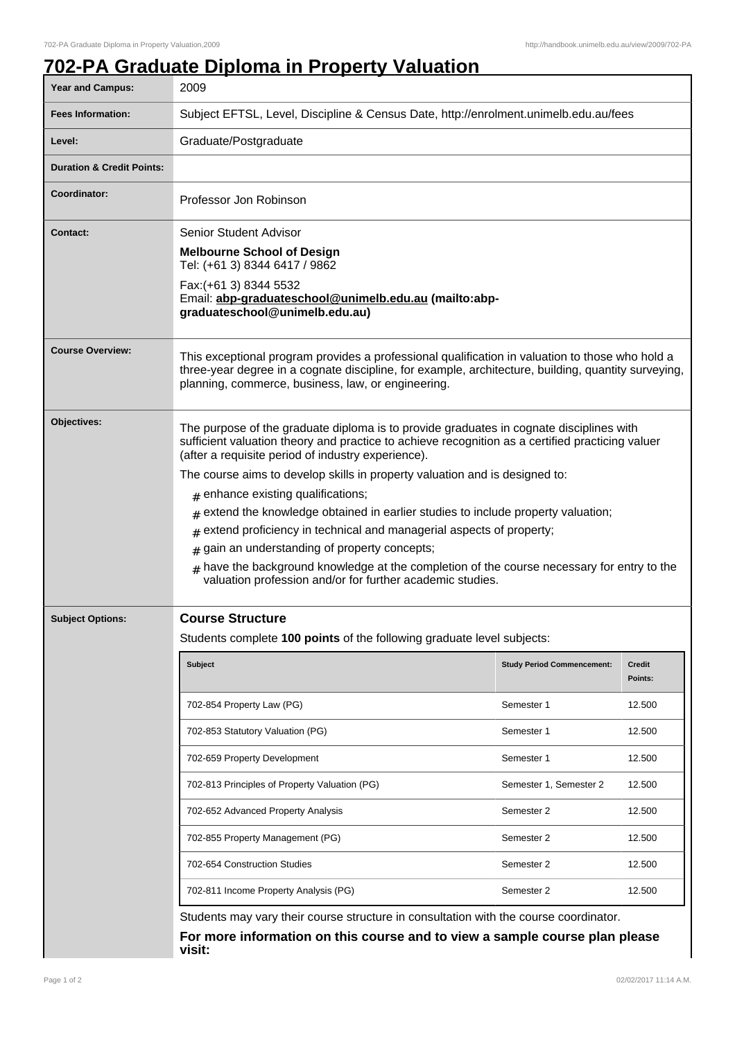# 702-PA Graduate Diploma in Property Valuation

| | |
|---|---|
| **Year and Campus:** | 2009 |
| **Fees Information:** | Subject EFTSL, Level, Discipline & Census Date, http://enrolment.unimelb.edu.au/fees |
| **Level:** | Graduate/Postgraduate |
| **Duration & Credit Points:** | |
| **Coordinator:** | Professor Jon Robinson |
| **Contact:** | Senior Student Advisor<br>**Melbourne School of Design**<br>Tel: (+61 3) 8344 6417 / 9862<br>Fax:(+61 3) 8344 5532<br>Email: **abp-graduateschool@unimelb.edu.au (mailto:abp-graduateschool@unimelb.edu.au)** |
| **Course Overview:** | This exceptional program provides a professional qualification in valuation to those who hold a three-year degree in a cognate discipline, for example, architecture, building, quantity surveying, planning, commerce, business, law, or engineering. |
| **Objectives:** | The purpose of the graduate diploma is to provide graduates in cognate disciplines with sufficient valuation theory and practice to achieve recognition as a certified practicing valuer (after a requisite period of industry experience).<br>The course aims to develop skills in property valuation and is designed to:<br># enhance existing qualifications;<br># extend the knowledge obtained in earlier studies to include property valuation;<br># extend proficiency in technical and managerial aspects of property;<br># gain an understanding of property concepts;<br># have the background knowledge at the completion of the course necessary for entry to the valuation profession and/or for further academic studies. |

## Subject Options:

### Course Structure

Students complete **100 points** of the following graduate level subjects:

| Subject | Study Period Commencement: | Credit Points: |
|---|---|---|
| 702-854 Property Law (PG) | Semester 1 | 12.500 |
| 702-853 Statutory Valuation (PG) | Semester 1 | 12.500 |
| 702-659 Property Development | Semester 1 | 12.500 |
| 702-813 Principles of Property Valuation (PG) | Semester 1, Semester 2 | 12.500 |
| 702-652 Advanced Property Analysis | Semester 2 | 12.500 |
| 702-855 Property Management (PG) | Semester 2 | 12.500 |
| 702-654 Construction Studies | Semester 2 | 12.500 |
| 702-811 Income Property Analysis (PG) | Semester 2 | 12.500 |

Students may vary their course structure in consultation with the course coordinator.

**For more information on this course and to view a sample course plan please visit:**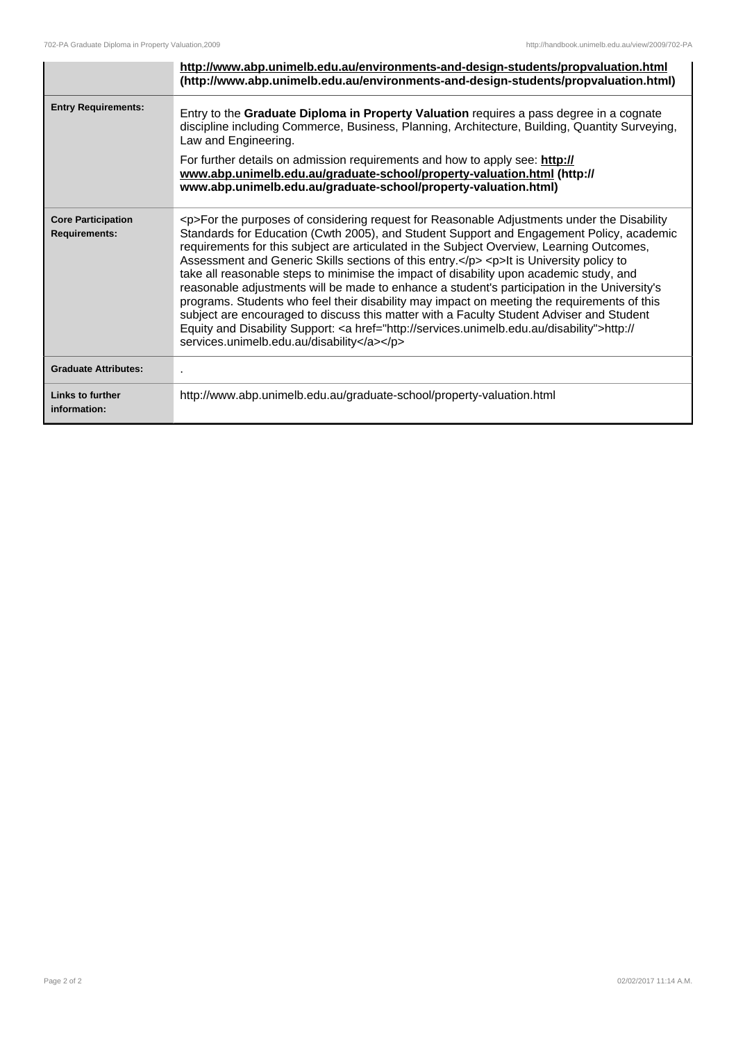| | |
|---|---|
| | **http://www.abp.unimelb.edu.au/environments-and-design-students/propvaluation.html (http://www.abp.unimelb.edu.au/environments-and-design-students/propvaluation.html)** |
| **Entry Requirements:** | Entry to the **Graduate Diploma in Property Valuation** requires a pass degree in a cognate discipline including Commerce, Business, Planning, Architecture, Building, Quantity Surveying, Law and Engineering.<br><br>For further details on admission requirements and how to apply see: **http://www.abp.unimelb.edu.au/graduate-school/property-valuation.html (http://www.abp.unimelb.edu.au/graduate-school/property-valuation.html)** |
| **Core Participation Requirements:** | <p>For the purposes of considering request for Reasonable Adjustments under the Disability Standards for Education (Cwth 2005), and Student Support and Engagement Policy, academic requirements for this subject are articulated in the Subject Overview, Learning Outcomes, Assessment and Generic Skills sections of this entry.</p> <p>It is University policy to take all reasonable steps to minimise the impact of disability upon academic study, and reasonable adjustments will be made to enhance a student's participation in the University's programs. Students who feel their disability may impact on meeting the requirements of this subject are encouraged to discuss this matter with a Faculty Student Adviser and Student Equity and Disability Support: <a href="http://services.unimelb.edu.au/disability">http://services.unimelb.edu.au/disability</a></p> |
| **Graduate Attributes:** | . |
| **Links to further information:** | http://www.abp.unimelb.edu.au/graduate-school/property-valuation.html |